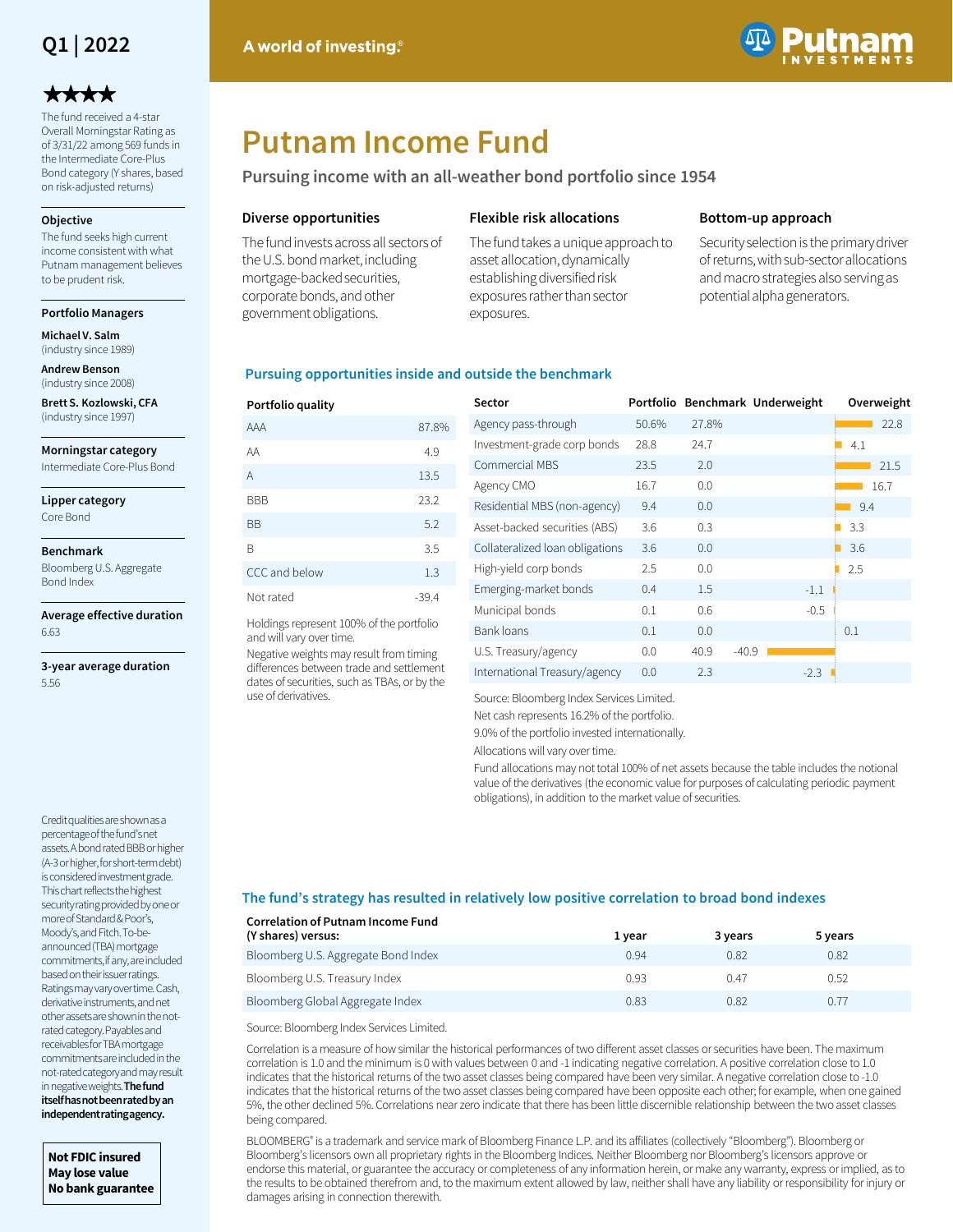Q1 | 2022

★★★★

The fund received a 4-star Overall Morningstar Rating as of 3/31/22 among 569 funds in the Intermediate Core-Plus Bond category (Y shares, based on risk-adjusted returns)

**Objective**

The fund seeks high current income consistent with what Putnam management believes to be prudent risk.

**Portfolio Managers**

**Michael V. Salm** (industry since 1989)

**Andrew Benson** (industry since 2008)

**Brett S. Kozlowski, CFA** (industry since 1997)

**Morningstar category**

Intermediate Core-Plus Bond

**Lipper category**

Core Bond

**Benchmark**

Bloomberg U.S. Aggregate Bond Index

**Average effective duration**

6.63

**3-year average duration**

5.56

A world of investing.®

# Putnam Income Fund

## Pursuing income with an all-weather bond portfolio since 1954

### Diverse opportunities

The fund invests across all sectors of the U.S. bond market, including mortgage-backed securities, corporate bonds, and other government obligations.

### Flexible risk allocations

The fund takes a unique approach to asset allocation, dynamically establishing diversified risk exposures rather than sector exposures.

### Bottom-up approach

Security selection is the primary driver of returns, with sub-sector allocations and macro strategies also serving as potential alpha generators.

### Pursuing opportunities inside and outside the benchmark

| Portfolio quality | |
|---|---|
| AAA | 87.8% |
| AA | 4.9 |
| A | 13.5 |
| BBB | 23.2 |
| BB | 5.2 |
| B | 3.5 |
| CCC and below | 1.3 |
| Not rated | -39.4 |

Holdings represent 100% of the portfolio and will vary over time.

Negative weights may result from timing differences between trade and settlement dates of securities, such as TBAs, or by the use of derivatives.

| Sector | Portfolio | Benchmark | Underweight | Overweight |
|---|---|---|---|---|
| Agency pass-through | 50.6% | 27.8% | | 22.8 |
| Investment-grade corp bonds | 28.8 | 24.7 | | 4.1 |
| Commercial MBS | 23.5 | 2.0 | | 21.5 |
| Agency CMO | 16.7 | 0.0 | | 16.7 |
| Residential MBS (non-agency) | 9.4 | 0.0 | | 9.4 |
| Asset-backed securities (ABS) | 3.6 | 0.3 | | 3.3 |
| Collateralized loan obligations | 3.6 | 0.0 | | 3.6 |
| High-yield corp bonds | 2.5 | 0.0 | | 2.5 |
| Emerging-market bonds | 0.4 | 1.5 | -1.1 | |
| Municipal bonds | 0.1 | 0.6 | -0.5 | |
| Bank loans | 0.1 | 0.0 | | 0.1 |
| U.S. Treasury/agency | 0.0 | 40.9 | -40.9 | |
| International Treasury/agency | 0.0 | 2.3 | -2.3 | |

Source: Bloomberg Index Services Limited.

Net cash represents 16.2% of the portfolio.

9.0% of the portfolio invested internationally.

Allocations will vary over time.

Fund allocations may not total 100% of net assets because the table includes the notional value of the derivatives (the economic value for purposes of calculating periodic payment obligations), in addition to the market value of securities.

### The fund's strategy has resulted in relatively low positive correlation to broad bond indexes

| Correlation of Putnam Income Fund (Y shares) versus: | 1 year | 3 years | 5 years |
|---|---|---|---|
| Bloomberg U.S. Aggregate Bond Index | 0.94 | 0.82 | 0.82 |
| Bloomberg U.S. Treasury Index | 0.93 | 0.47 | 0.52 |
| Bloomberg Global Aggregate Index | 0.83 | 0.82 | 0.77 |

Source: Bloomberg Index Services Limited.

Correlation is a measure of how similar the historical performances of two different asset classes or securities have been. The maximum correlation is 1.0 and the minimum is 0 with values between 0 and -1 indicating negative correlation. A positive correlation close to 1.0 indicates that the historical returns of the two asset classes being compared have been very similar. A negative correlation close to -1.0 indicates that the historical returns of the two asset classes being compared have been opposite each other; for example, when one gained 5%, the other declined 5%. Correlations near zero indicate that there has been little discernible relationship between the two asset classes being compared.

BLOOMBERG® is a trademark and service mark of Bloomberg Finance L.P. and its affiliates (collectively "Bloomberg"). Bloomberg or Bloomberg's licensors own all proprietary rights in the Bloomberg Indices. Neither Bloomberg nor Bloomberg's licensors approve or endorse this material, or guarantee the accuracy or completeness of any information herein, or make any warranty, express or implied, as to the results to be obtained therefrom and, to the maximum extent allowed by law, neither shall have any liability or responsibility for injury or damages arising in connection therewith.

Credit qualities are shown as a percentage of the fund's net assets. A bond rated BBB or higher (A-3 or higher, for short-term debt) is considered investment grade. This chart reflects the highest security rating provided by one or more of Standard & Poor's, Moody's, and Fitch. To-be-announced (TBA) mortgage commitments, if any, are included based on their issuer ratings. Ratings may vary over time. Cash, derivative instruments, and net other assets are shown in the not-rated category. Payables and receivables for TBA mortgage commitments are included in the not-rated category and may result in negative weights. **The fund itself has not been rated by an independent rating agency.**

**Not FDIC insured**
**May lose value**
**No bank guarantee**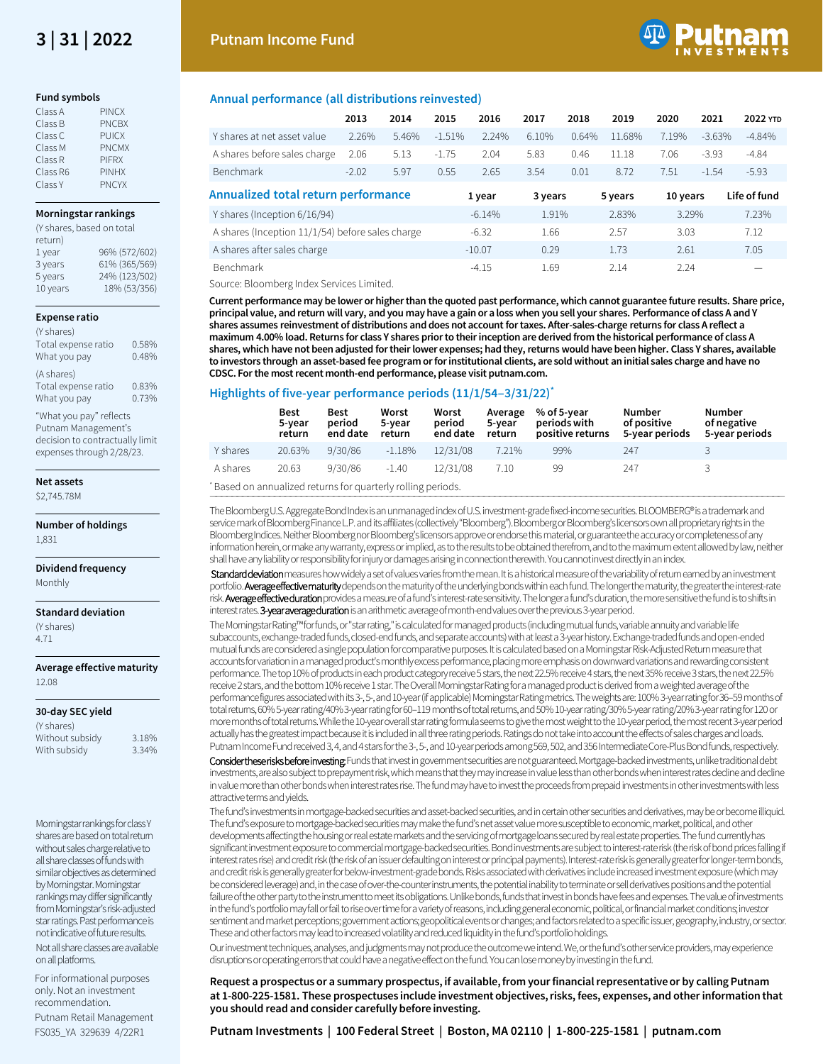# Putnam Income Fund

3 | 31 | 2022

**Fund symbols**

| | |
|---|---|
| Class A | PINCX |
| Class B | PNCBX |
| Class C | PUICX |
| Class M | PNCMX |
| Class R | PIFRX |
| Class R6 | PINHX |
| Class Y | PNCYX |

**Morningstar rankings**

(Y shares, based on total return)

| | |
|---|---|
| 1 year | 96% (572/602) |
| 3 years | 61% (365/569) |
| 5 years | 24% (123/502) |
| 10 years | 18% (53/356) |

**Expense ratio**

(Y shares)

| | |
|---|---|
| Total expense ratio | 0.58% |
| What you pay | 0.48% |

(A shares)

| | |
|---|---|
| Total expense ratio | 0.83% |
| What you pay | 0.73% |

"What you pay" reflects Putnam Management's decision to contractually limit expenses through 2/28/23.

**Net assets**

$2,745.78M

**Number of holdings**

1,831

**Dividend frequency**

Monthly

**Standard deviation**

(Y shares)

4.71

**Average effective maturity**

12.08

**30-day SEC yield**

(Y shares)

| | |
|---|---|
| Without subsidy | 3.18% |
| With subsidy | 3.34% |

Morningstar rankings for class Y shares are based on total return without sales charge relative to all share classes of funds with similar objectives as determined by Morningstar. Morningstar rankings may differ significantly from Morningstar's risk-adjusted star ratings. Past performance is not indicative of future results.

Not all share classes are available on all platforms.

For informational purposes only. Not an investment recommendation.

Putnam Retail Management

FS035_YA 329639 4/22R1

## Annual performance (all distributions reinvested)

| | 2013 | 2014 | 2015 | 2016 | 2017 | 2018 | 2019 | 2020 | 2021 | 2022 YTD |
|---|---|---|---|---|---|---|---|---|---|---|
| Y shares at net asset value | 2.26% | 5.46% | -1.51% | 2.24% | 6.10% | 0.64% | 11.68% | 7.19% | -3.63% | -4.84% |
| A shares before sales charge | 2.06 | 5.13 | -1.75 | 2.04 | 5.83 | 0.46 | 11.18 | 7.06 | -3.93 | -4.84 |
| Benchmark | -2.02 | 5.97 | 0.55 | 2.65 | 3.54 | 0.01 | 8.72 | 7.51 | -1.54 | -5.93 |

## Annualized total return performance

| | 1 year | 3 years | 5 years | 10 years | Life of fund |
|---|---|---|---|---|---|
| Y shares (Inception 6/16/94) | -6.14% | 1.91% | 2.83% | 3.29% | 7.23% |
| A shares (Inception 11/1/54) before sales charge | -6.32 | 1.66 | 2.57 | 3.03 | 7.12 |
| A shares after sales charge | -10.07 | 0.29 | 1.73 | 2.61 | 7.05 |
| Benchmark | -4.15 | 1.69 | 2.14 | 2.24 | — |

Source: Bloomberg Index Services Limited.

**Current performance may be lower or higher than the quoted past performance, which cannot guarantee future results. Share price, principal value, and return will vary, and you may have a gain or a loss when you sell your shares. Performance of class A and Y shares assumes reinvestment of distributions and does not account for taxes. After-sales-charge returns for class A reflect a maximum 4.00% load. Returns for class Y shares prior to their inception are derived from the historical performance of class A shares, which have not been adjusted for their lower expenses; had they, returns would have been higher. Class Y shares, available to investors through an asset-based fee program or for institutional clients, are sold without an initial sales charge and have no CDSC. For the most recent month-end performance, please visit putnam.com.**

## Highlights of five-year performance periods (11/1/54–3/31/22)*

| | Best 5-year return | Best period end date | Worst 5-year return | Worst period end date | Average 5-year return | % of 5-year periods with positive returns | Number of positive 5-year periods | Number of negative 5-year periods |
|---|---|---|---|---|---|---|---|---|
| Y shares | 20.63% | 9/30/86 | -1.18% | 12/31/08 | 7.21% | 99% | 247 | 3 |
| A shares | 20.63 | 9/30/86 | -1.40 | 12/31/08 | 7.10 | 99 | 247 | 3 |

* Based on annualized returns for quarterly rolling periods.

The Bloomberg U.S. Aggregate Bond Index is an unmanaged index of U.S. investment-grade fixed-income securities. BLOOMBERG® is a trademark and service mark of Bloomberg Finance L.P. and its affiliates (collectively "Bloomberg"). Bloomberg or Bloomberg's licensors own all proprietary rights in the Bloomberg Indices. Neither Bloomberg nor Bloomberg's licensors approve or endorse this material, or guarantee the accuracy or completeness of any information herein, or make any warranty, express or implied, as to the results to be obtained therefrom, and to the maximum extent allowed by law, neither shall have any liability or responsibility for injury or damages arising in connection therewith. You cannot invest directly in an index.

**Standard deviation** measures how widely a set of values varies from the mean. It is a historical measure of the variability of return earned by an investment portfolio. **Average effective maturity** depends on the maturity of the underlying bonds within each fund. The longer the maturity, the greater the interest-rate risk. **Average effective duration** provides a measure of a fund's interest-rate sensitivity. The longer a fund's duration, the more sensitive the fund is to shifts in interest rates. **3-year average duration** is an arithmetic average of month-end values over the previous 3-year period.

The Morningstar Rating™ for funds, or "star rating," is calculated for managed products (including mutual funds, variable annuity and variable life subaccounts, exchange-traded funds, closed-end funds, and separate accounts) with at least a 3-year history. Exchange-traded funds and open-ended mutual funds are considered a single population for comparative purposes. It is calculated based on a Morningstar Risk-Adjusted Return measure that accounts for variation in a managed product's monthly excess performance, placing more emphasis on downward variations and rewarding consistent performance. The top 10% of products in each product category receive 5 stars, the next 22.5% receive 4 stars, the next 35% receive 3 stars, the next 22.5% receive 2 stars, and the bottom 10% receive 1 star. The Overall Morningstar Rating for a managed product is derived from a weighted average of the performance figures associated with its 3-, 5-, and 10-year (if applicable) Morningstar Rating metrics. The weights are: 100% 3-year rating for 36–59 months of total returns, 60% 5-year rating/40% 3-year rating for 60–119 months of total returns, and 50% 10-year rating/30% 5-year rating/20% 3-year rating for 120 or more months of total returns. While the 10-year overall star rating formula seems to give the most weight to the 10-year period, the most recent 3-year period actually has the greatest impact because it is included in all three rating periods. Ratings do not take into account the effects of sales charges and loads. Putnam Income Fund received 3, 4, and 4 stars for the 3-, 5-, and 10-year periods among 569, 502, and 356 Intermediate Core-Plus Bond funds, respectively.

**Consider these risks before investing:** Funds that invest in government securities are not guaranteed. Mortgage-backed investments, unlike traditional debt investments, are also subject to prepayment risk, which means that they may increase in value less than other bonds when interest rates decline and decline in value more than other bonds when interest rates rise. The fund may have to invest the proceeds from prepaid investments in other investments with less attractive terms and yields.

The fund's investments in mortgage-backed securities and asset-backed securities, and in certain other securities and derivatives, may be or become illiquid. The fund's exposure to mortgage-backed securities may make the fund's net asset value more susceptible to economic, market, political, and other developments affecting the housing or real estate markets and the servicing of mortgage loans secured by real estate properties. The fund currently has significant investment exposure to commercial mortgage-backed securities. Bond investments are subject to interest-rate risk (the risk of bond prices falling if interest rates rise) and credit risk (the risk of an issuer defaulting on interest or principal payments). Interest-rate risk is generally greater for longer-term bonds, and credit risk is generally greater for below-investment-grade bonds. Risks associated with derivatives include increased investment exposure (which may be considered leverage) and, in the case of over-the-counter instruments, the potential inability to terminate or sell derivatives positions and the potential failure of the other party to the instrument to meet its obligations. Unlike bonds, funds that invest in bonds have fees and expenses. The value of investments in the fund's portfolio may fall or fail to rise over time for a variety of reasons, including general economic, political, or financial market conditions; investor sentiment and market perceptions; government actions; geopolitical events or changes; and factors related to a specific issuer, geography, industry, or sector. These and other factors may lead to increased volatility and reduced liquidity in the fund's portfolio holdings.

Our investment techniques, analyses, and judgments may not produce the outcome we intend. We, or the fund's other service providers, may experience disruptions or operating errors that could have a negative effect on the fund. You can lose money by investing in the fund.

**Request a prospectus or a summary prospectus, if available, from your financial representative or by calling Putnam at 1-800-225-1581. These prospectuses include investment objectives, risks, fees, expenses, and other information that you should read and consider carefully before investing.**

**Putnam Investments | 100 Federal Street | Boston, MA 02110 | 1-800-225-1581 | putnam.com**